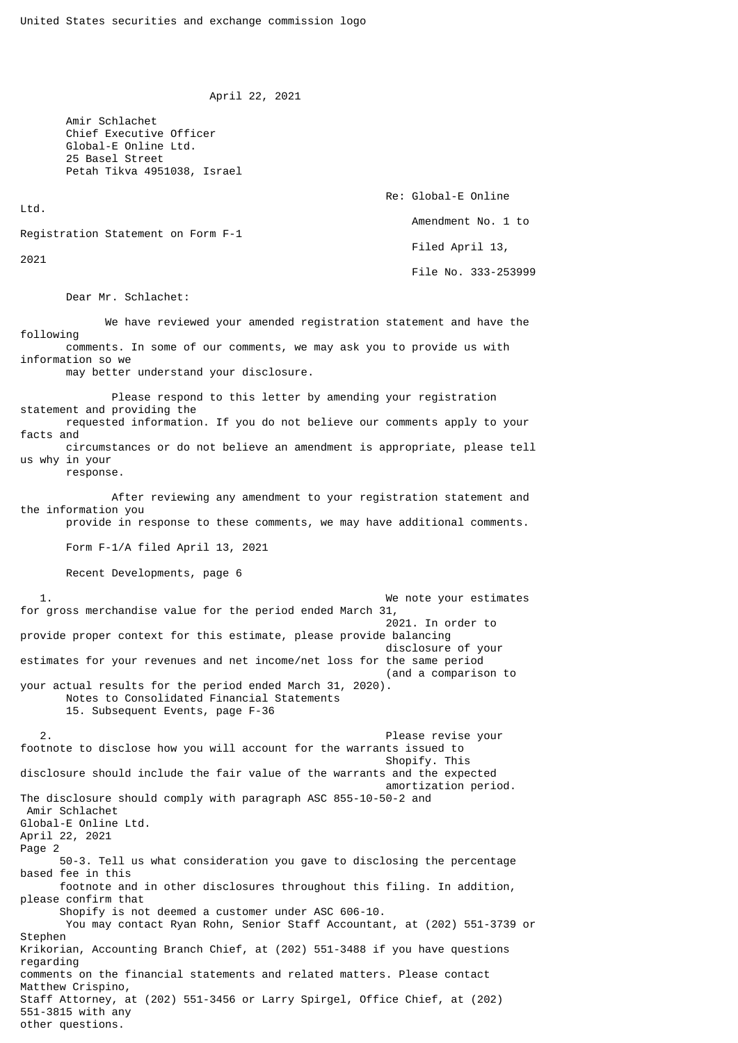United States securities and exchange commission logo

April 22, 2021

Amir Schlachet
Chief Executive Officer
Global-E Online Ltd.
25 Basel Street
Petah Tikva 4951038, Israel

Re: Global-E Online Ltd.
Amendment No. 1 to Registration Statement on Form F-1
Filed April 13, 2021
File No. 333-253999

Dear Mr. Schlachet:

We have reviewed your amended registration statement and have the following comments. In some of our comments, we may ask you to provide us with information so we may better understand your disclosure.

Please respond to this letter by amending your registration statement and providing the requested information. If you do not believe our comments apply to your facts and circumstances or do not believe an amendment is appropriate, please tell us why in your response.

After reviewing any amendment to your registration statement and the information you provide in response to these comments, we may have additional comments.

Form F-1/A filed April 13, 2021

Recent Developments, page 6

1. We note your estimates for gross merchandise value for the period ended March 31, 2021. In order to provide proper context for this estimate, please provide balancing disclosure of your estimates for your revenues and net income/net loss for the same period (and a comparison to your actual results for the period ended March 31, 2020).

Notes to Consolidated Financial Statements
15. Subsequent Events, page F-36

2. Please revise your footnote to disclose how you will account for the warrants issued to Shopify. This disclosure should include the fair value of the warrants and the expected amortization period. The disclosure should comply with paragraph ASC 855-10-50-2 and 50-3. Tell us what consideration you gave to disclosing the percentage based fee in this footnote and in other disclosures throughout this filing. In addition, please confirm that Shopify is not deemed a customer under ASC 606-10.

You may contact Ryan Rohn, Senior Staff Accountant, at (202) 551-3739 or Stephen Krikorian, Accounting Branch Chief, at (202) 551-3488 if you have questions regarding comments on the financial statements and related matters. Please contact Matthew Crispino, Staff Attorney, at (202) 551-3456 or Larry Spirgel, Office Chief, at (202) 551-3815 with any other questions.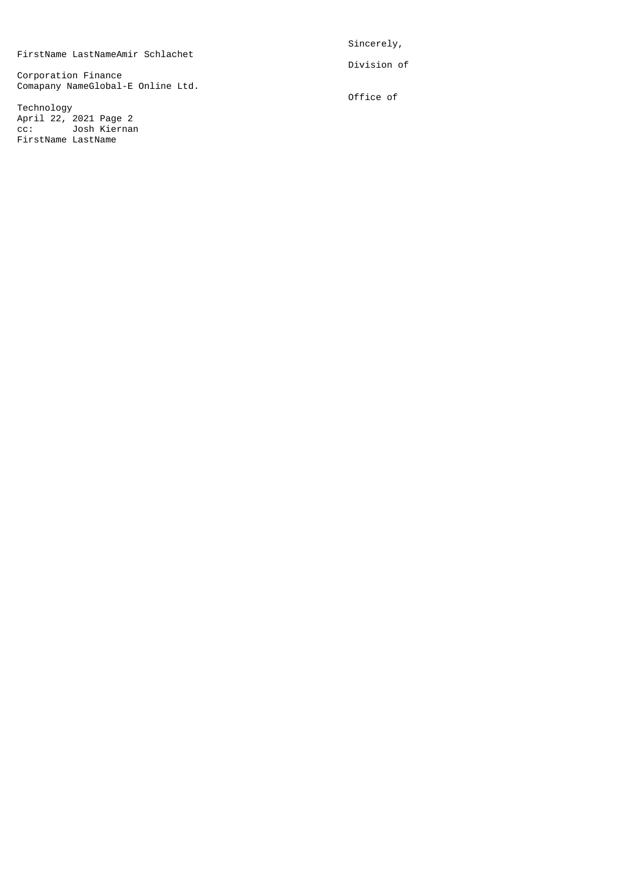FirstName LastNameAmir Schlachet

Sincerely,

Division of

Corporation Finance

Comapany NameGlobal-E Online Ltd.

Office of

Technology

April 22, 2021 Page 2

cc: Josh Kiernan

FirstName LastName